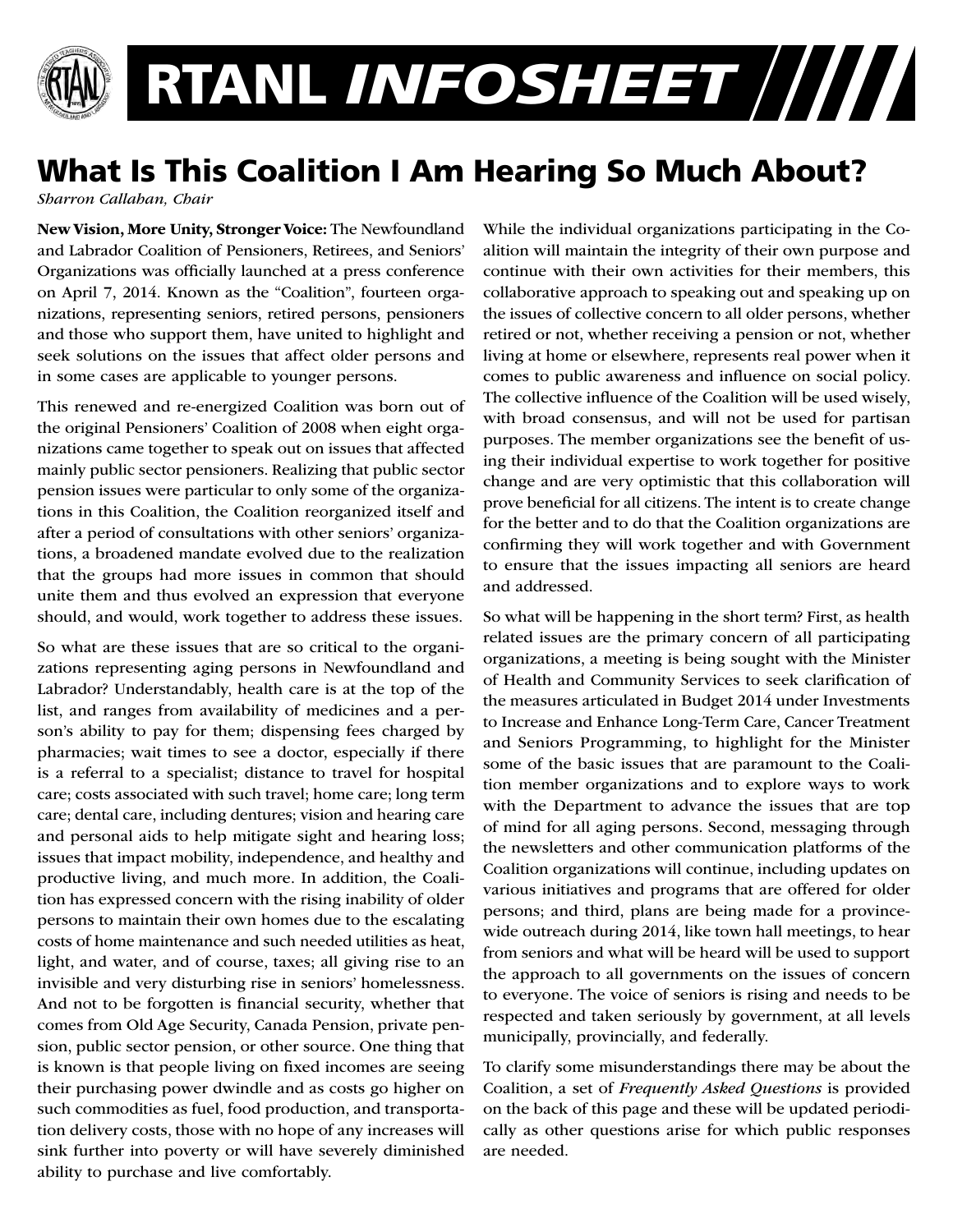# RTANL INFOSHEET

## What Is This Coalition I Am Hearing So Much About?

*Sharron Callahan, Chair*

**New Vision, More Unity, Stronger Voice:** The Newfoundland and Labrador Coalition of Pensioners, Retirees, and Seniors' Organizations was officially launched at a press conference on April 7, 2014. Known as the "Coalition", fourteen organizations, representing seniors, retired persons, pensioners and those who support them, have united to highlight and seek solutions on the issues that affect older persons and in some cases are applicable to younger persons.

This renewed and re-energized Coalition was born out of the original Pensioners' Coalition of 2008 when eight organizations came together to speak out on issues that affected mainly public sector pensioners. Realizing that public sector pension issues were particular to only some of the organizations in this Coalition, the Coalition reorganized itself and after a period of consultations with other seniors' organizations, a broadened mandate evolved due to the realization that the groups had more issues in common that should unite them and thus evolved an expression that everyone should, and would, work together to address these issues.

So what are these issues that are so critical to the organizations representing aging persons in Newfoundland and Labrador? Understandably, health care is at the top of the list, and ranges from availability of medicines and a person's ability to pay for them; dispensing fees charged by pharmacies; wait times to see a doctor, especially if there is a referral to a specialist; distance to travel for hospital care; costs associated with such travel; home care; long term care; dental care, including dentures; vision and hearing care and personal aids to help mitigate sight and hearing loss; issues that impact mobility, independence, and healthy and productive living, and much more. In addition, the Coalition has expressed concern with the rising inability of older persons to maintain their own homes due to the escalating costs of home maintenance and such needed utilities as heat, light, and water, and of course, taxes; all giving rise to an invisible and very disturbing rise in seniors' homelessness. And not to be forgotten is financial security, whether that comes from Old Age Security, Canada Pension, private pension, public sector pension, or other source. One thing that is known is that people living on fixed incomes are seeing their purchasing power dwindle and as costs go higher on such commodities as fuel, food production, and transportation delivery costs, those with no hope of any increases will sink further into poverty or will have severely diminished ability to purchase and live comfortably.

While the individual organizations participating in the Coalition will maintain the integrity of their own purpose and continue with their own activities for their members, this collaborative approach to speaking out and speaking up on the issues of collective concern to all older persons, whether retired or not, whether receiving a pension or not, whether living at home or elsewhere, represents real power when it comes to public awareness and influence on social policy. The collective influence of the Coalition will be used wisely, with broad consensus, and will not be used for partisan purposes. The member organizations see the benefit of using their individual expertise to work together for positive change and are very optimistic that this collaboration will prove beneficial for all citizens. The intent is to create change for the better and to do that the Coalition organizations are confirming they will work together and with Government to ensure that the issues impacting all seniors are heard and addressed.

So what will be happening in the short term? First, as health related issues are the primary concern of all participating organizations, a meeting is being sought with the Minister of Health and Community Services to seek clarification of the measures articulated in Budget 2014 under Investments to Increase and Enhance Long-Term Care, Cancer Treatment and Seniors Programming, to highlight for the Minister some of the basic issues that are paramount to the Coalition member organizations and to explore ways to work with the Department to advance the issues that are top of mind for all aging persons. Second, messaging through the newsletters and other communication platforms of the Coalition organizations will continue, including updates on various initiatives and programs that are offered for older persons; and third, plans are being made for a province-wide outreach during 2014, like town hall meetings, to hear from seniors and what will be heard will be used to support the approach to all governments on the issues of concern to everyone. The voice of seniors is rising and needs to be respected and taken seriously by government, at all levels municipally, provincially, and federally.

To clarify some misunderstandings there may be about the Coalition, a set of *Frequently Asked Questions* is provided on the back of this page and these will be updated periodically as other questions arise for which public responses are needed.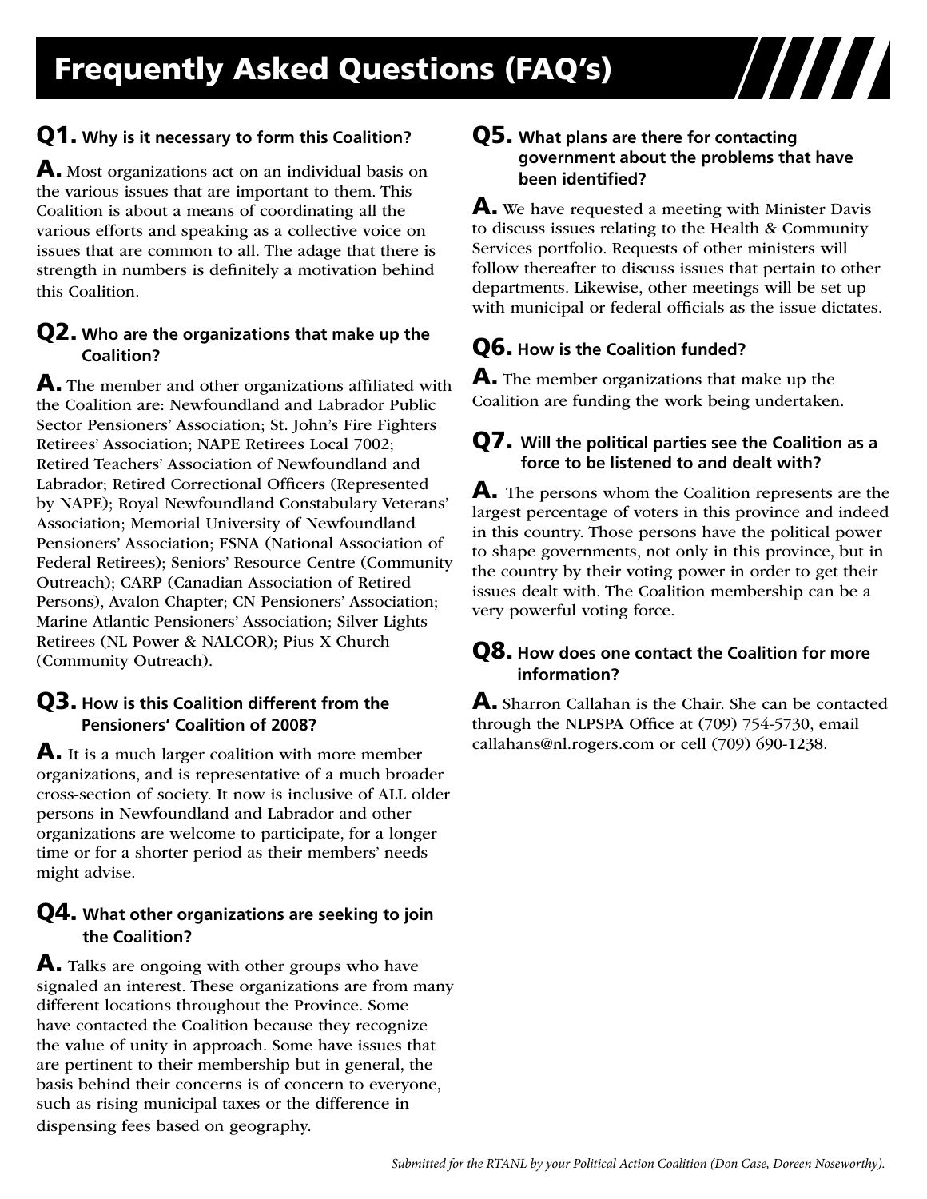# Frequently Asked Questions (FAQ's)

**Q1. Why is it necessary to form this Coalition?**

**A.** Most organizations act on an individual basis on the various issues that are important to them. This Coalition is about a means of coordinating all the various efforts and speaking as a collective voice on issues that are common to all. The adage that there is strength in numbers is definitely a motivation behind this Coalition.

**Q2. Who are the organizations that make up the Coalition?**

**A.** The member and other organizations affiliated with the Coalition are: Newfoundland and Labrador Public Sector Pensioners' Association; St. John's Fire Fighters Retirees' Association; NAPE Retirees Local 7002; Retired Teachers' Association of Newfoundland and Labrador; Retired Correctional Officers (Represented by NAPE); Royal Newfoundland Constabulary Veterans' Association; Memorial University of Newfoundland Pensioners' Association; FSNA (National Association of Federal Retirees); Seniors' Resource Centre (Community Outreach); CARP (Canadian Association of Retired Persons), Avalon Chapter; CN Pensioners' Association; Marine Atlantic Pensioners' Association; Silver Lights Retirees (NL Power & NALCOR); Pius X Church (Community Outreach).

**Q3. How is this Coalition different from the Pensioners' Coalition of 2008?**

**A.** It is a much larger coalition with more member organizations, and is representative of a much broader cross-section of society. It now is inclusive of ALL older persons in Newfoundland and Labrador and other organizations are welcome to participate, for a longer time or for a shorter period as their members' needs might advise.

**Q4. What other organizations are seeking to join the Coalition?**

**A.** Talks are ongoing with other groups who have signaled an interest. These organizations are from many different locations throughout the Province. Some have contacted the Coalition because they recognize the value of unity in approach. Some have issues that are pertinent to their membership but in general, the basis behind their concerns is of concern to everyone, such as rising municipal taxes or the difference in dispensing fees based on geography.

**Q5. What plans are there for contacting government about the problems that have been identified?**

**A.** We have requested a meeting with Minister Davis to discuss issues relating to the Health & Community Services portfolio. Requests of other ministers will follow thereafter to discuss issues that pertain to other departments. Likewise, other meetings will be set up with municipal or federal officials as the issue dictates.

**Q6. How is the Coalition funded?**

**A.** The member organizations that make up the Coalition are funding the work being undertaken.

**Q7. Will the political parties see the Coalition as a force to be listened to and dealt with?**

**A.** The persons whom the Coalition represents are the largest percentage of voters in this province and indeed in this country. Those persons have the political power to shape governments, not only in this province, but in the country by their voting power in order to get their issues dealt with. The Coalition membership can be a very powerful voting force.

**Q8. How does one contact the Coalition for more information?**

**A.** Sharron Callahan is the Chair. She can be contacted through the NLPSPA Office at (709) 754-5730, email callahans@nl.rogers.com or cell (709) 690-1238.

*Submitted for the RTANL by your Political Action Coalition (Don Case, Doreen Noseworthy).*